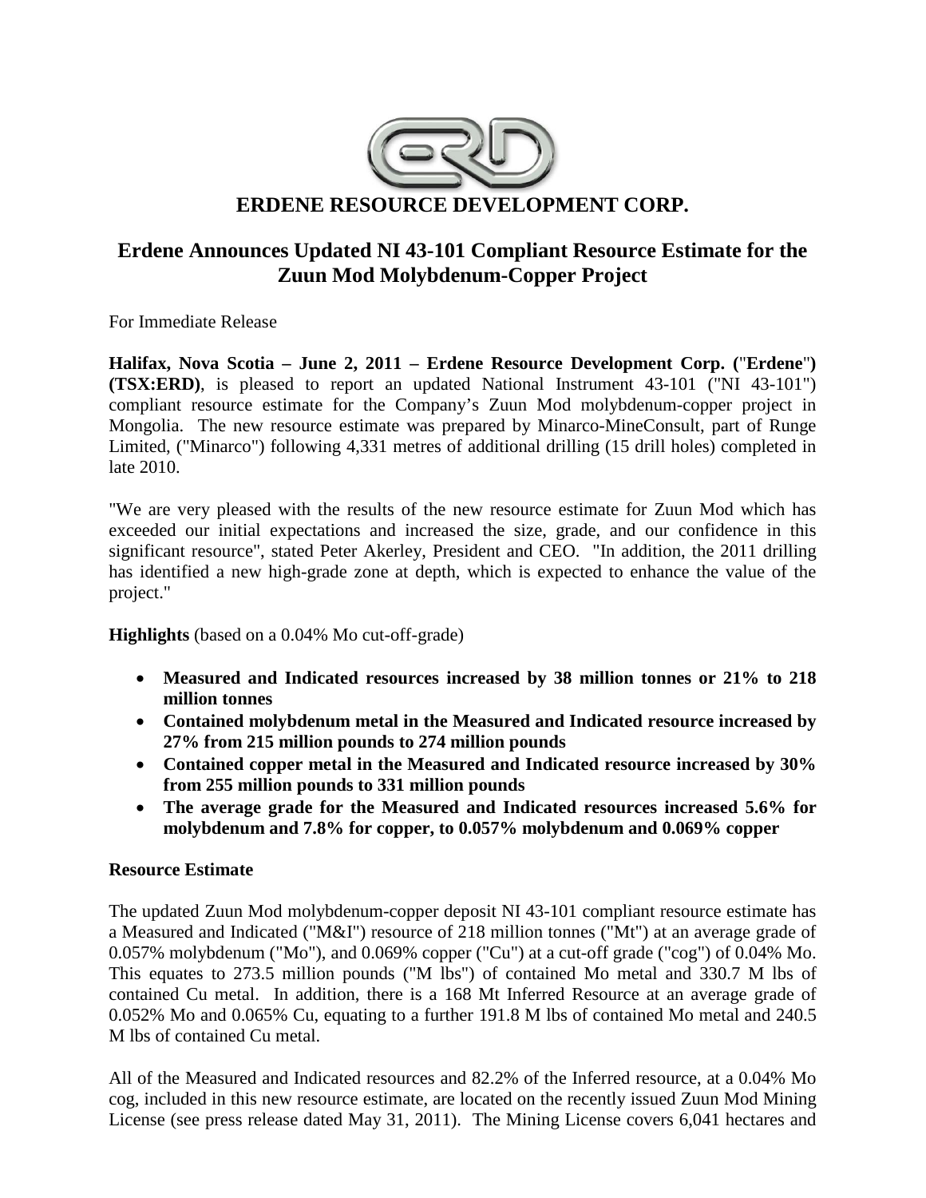# ERDENE RESOURCE DEVELOPMENT CORP.

## Erdene Announces Updated NI 43-101 Compliant Resource Estimate for the Zuun Mod Molybdenum-Copper Project

For Immediate Release

**Halifax, Nova Scotia – June 2, 2011 – Erdene Resource Development Corp. ("Erdene") (TSX:ERD)**, is pleased to report an updated National Instrument 43-101 ("NI 43-101") compliant resource estimate for the Company's Zuun Mod molybdenum-copper project in Mongolia. The new resource estimate was prepared by Minarco-MineConsult, part of Runge Limited, ("Minarco") following 4,331 metres of additional drilling (15 drill holes) completed in late 2010.

"We are very pleased with the results of the new resource estimate for Zuun Mod which has exceeded our initial expectations and increased the size, grade, and our confidence in this significant resource", stated Peter Akerley, President and CEO. "In addition, the 2011 drilling has identified a new high-grade zone at depth, which is expected to enhance the value of the project."

**Highlights** (based on a 0.04% Mo cut-off-grade)

- **Measured and Indicated resources increased by 38 million tonnes or 21% to 218 million tonnes**
- **Contained molybdenum metal in the Measured and Indicated resource increased by 27% from 215 million pounds to 274 million pounds**
- **Contained copper metal in the Measured and Indicated resource increased by 30% from 255 million pounds to 331 million pounds**
- **The average grade for the Measured and Indicated resources increased 5.6% for molybdenum and 7.8% for copper, to 0.057% molybdenum and 0.069% copper**

**Resource Estimate**

The updated Zuun Mod molybdenum-copper deposit NI 43-101 compliant resource estimate has a Measured and Indicated ("M&I") resource of 218 million tonnes ("Mt") at an average grade of 0.057% molybdenum ("Mo"), and 0.069% copper ("Cu") at a cut-off grade ("cog") of 0.04% Mo. This equates to 273.5 million pounds ("M lbs") of contained Mo metal and 330.7 M lbs of contained Cu metal. In addition, there is a 168 Mt Inferred Resource at an average grade of 0.052% Mo and 0.065% Cu, equating to a further 191.8 M lbs of contained Mo metal and 240.5 M lbs of contained Cu metal.

All of the Measured and Indicated resources and 82.2% of the Inferred resource, at a 0.04% Mo cog, included in this new resource estimate, are located on the recently issued Zuun Mod Mining License (see press release dated May 31, 2011). The Mining License covers 6,041 hectares and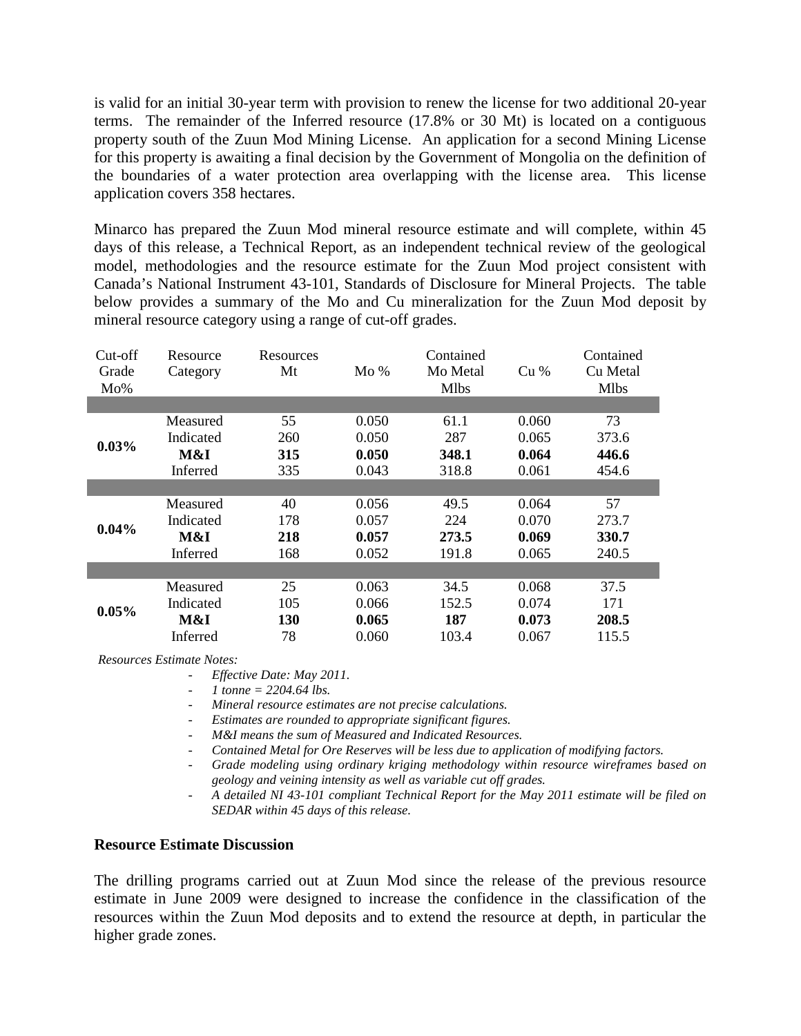is valid for an initial 30-year term with provision to renew the license for two additional 20-year terms. The remainder of the Inferred resource (17.8% or 30 Mt) is located on a contiguous property south of the Zuun Mod Mining License. An application for a second Mining License for this property is awaiting a final decision by the Government of Mongolia on the definition of the boundaries of a water protection area overlapping with the license area. This license application covers 358 hectares.

Minarco has prepared the Zuun Mod mineral resource estimate and will complete, within 45 days of this release, a Technical Report, as an independent technical review of the geological model, methodologies and the resource estimate for the Zuun Mod project consistent with Canada's National Instrument 43-101, Standards of Disclosure for Mineral Projects. The table below provides a summary of the Mo and Cu mineralization for the Zuun Mod deposit by mineral resource category using a range of cut-off grades.

| Cut-off Grade Mo% | Resource Category | Resources Mt | Mo % | Contained Mo Metal Mlbs | Cu % | Contained Cu Metal Mlbs |
|---|---|---|---|---|---|---|
| **0.03%** | Measured | 55 | 0.050 | 61.1 | 0.060 | 73 |
| | Indicated | 260 | 0.050 | 287 | 0.065 | 373.6 |
| | **M&I** | **315** | **0.050** | **348.1** | **0.064** | **446.6** |
| | Inferred | 335 | 0.043 | 318.8 | 0.061 | 454.6 |
| **0.04%** | Measured | 40 | 0.056 | 49.5 | 0.064 | 57 |
| | Indicated | 178 | 0.057 | 224 | 0.070 | 273.7 |
| | **M&I** | **218** | **0.057** | **273.5** | **0.069** | **330.7** |
| | Inferred | 168 | 0.052 | 191.8 | 0.065 | 240.5 |
| **0.05%** | Measured | 25 | 0.063 | 34.5 | 0.068 | 37.5 |
| | Indicated | 105 | 0.066 | 152.5 | 0.074 | 171 |
| | **M&I** | **130** | **0.065** | **187** | **0.073** | **208.5** |
| | Inferred | 78 | 0.060 | 103.4 | 0.067 | 115.5 |

*Resources Estimate Notes:*

- *Effective Date: May 2011.*
- *1 tonne = 2204.64 lbs.*
- *Mineral resource estimates are not precise calculations.*
- *Estimates are rounded to appropriate significant figures.*
- *M&I means the sum of Measured and Indicated Resources.*
- *Contained Metal for Ore Reserves will be less due to application of modifying factors.*
- *Grade modeling using ordinary kriging methodology within resource wireframes based on geology and veining intensity as well as variable cut off grades.*
- *A detailed NI 43-101 compliant Technical Report for the May 2011 estimate will be filed on SEDAR within 45 days of this release.*

**Resource Estimate Discussion**

The drilling programs carried out at Zuun Mod since the release of the previous resource estimate in June 2009 were designed to increase the confidence in the classification of the resources within the Zuun Mod deposits and to extend the resource at depth, in particular the higher grade zones.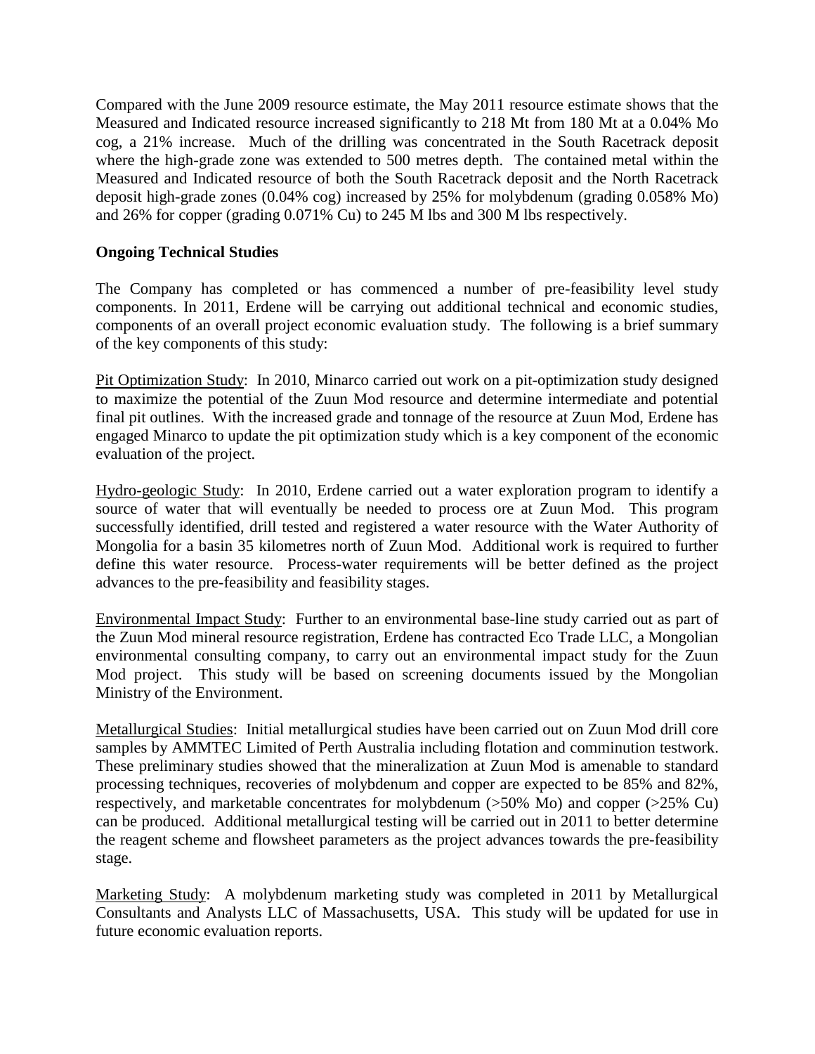Compared with the June 2009 resource estimate, the May 2011 resource estimate shows that the Measured and Indicated resource increased significantly to 218 Mt from 180 Mt at a 0.04% Mo cog, a 21% increase. Much of the drilling was concentrated in the South Racetrack deposit where the high-grade zone was extended to 500 metres depth. The contained metal within the Measured and Indicated resource of both the South Racetrack deposit and the North Racetrack deposit high-grade zones (0.04% cog) increased by 25% for molybdenum (grading 0.058% Mo) and 26% for copper (grading 0.071% Cu) to 245 M lbs and 300 M lbs respectively.

**Ongoing Technical Studies**

The Company has completed or has commenced a number of pre-feasibility level study components. In 2011, Erdene will be carrying out additional technical and economic studies, components of an overall project economic evaluation study. The following is a brief summary of the key components of this study:

Pit Optimization Study: In 2010, Minarco carried out work on a pit-optimization study designed to maximize the potential of the Zuun Mod resource and determine intermediate and potential final pit outlines. With the increased grade and tonnage of the resource at Zuun Mod, Erdene has engaged Minarco to update the pit optimization study which is a key component of the economic evaluation of the project.

Hydro-geologic Study: In 2010, Erdene carried out a water exploration program to identify a source of water that will eventually be needed to process ore at Zuun Mod. This program successfully identified, drill tested and registered a water resource with the Water Authority of Mongolia for a basin 35 kilometres north of Zuun Mod. Additional work is required to further define this water resource. Process-water requirements will be better defined as the project advances to the pre-feasibility and feasibility stages.

Environmental Impact Study: Further to an environmental base-line study carried out as part of the Zuun Mod mineral resource registration, Erdene has contracted Eco Trade LLC, a Mongolian environmental consulting company, to carry out an environmental impact study for the Zuun Mod project. This study will be based on screening documents issued by the Mongolian Ministry of the Environment.

Metallurgical Studies: Initial metallurgical studies have been carried out on Zuun Mod drill core samples by AMMTEC Limited of Perth Australia including flotation and comminution testwork. These preliminary studies showed that the mineralization at Zuun Mod is amenable to standard processing techniques, recoveries of molybdenum and copper are expected to be 85% and 82%, respectively, and marketable concentrates for molybdenum (>50% Mo) and copper (>25% Cu) can be produced. Additional metallurgical testing will be carried out in 2011 to better determine the reagent scheme and flowsheet parameters as the project advances towards the pre-feasibility stage.

Marketing Study: A molybdenum marketing study was completed in 2011 by Metallurgical Consultants and Analysts LLC of Massachusetts, USA. This study will be updated for use in future economic evaluation reports.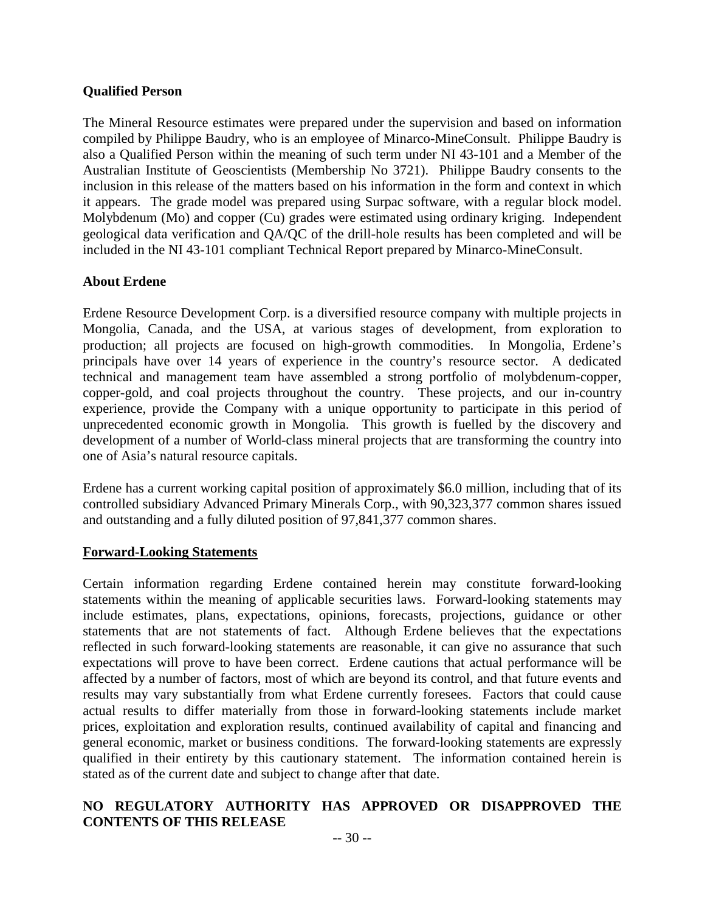**Qualified Person**

The Mineral Resource estimates were prepared under the supervision and based on information compiled by Philippe Baudry, who is an employee of Minarco-MineConsult. Philippe Baudry is also a Qualified Person within the meaning of such term under NI 43-101 and a Member of the Australian Institute of Geoscientists (Membership No 3721). Philippe Baudry consents to the inclusion in this release of the matters based on his information in the form and context in which it appears. The grade model was prepared using Surpac software, with a regular block model. Molybdenum (Mo) and copper (Cu) grades were estimated using ordinary kriging. Independent geological data verification and QA/QC of the drill-hole results has been completed and will be included in the NI 43-101 compliant Technical Report prepared by Minarco-MineConsult.

**About Erdene**

Erdene Resource Development Corp. is a diversified resource company with multiple projects in Mongolia, Canada, and the USA, at various stages of development, from exploration to production; all projects are focused on high-growth commodities. In Mongolia, Erdene's principals have over 14 years of experience in the country's resource sector. A dedicated technical and management team have assembled a strong portfolio of molybdenum-copper, copper-gold, and coal projects throughout the country. These projects, and our in-country experience, provide the Company with a unique opportunity to participate in this period of unprecedented economic growth in Mongolia. This growth is fuelled by the discovery and development of a number of World-class mineral projects that are transforming the country into one of Asia's natural resource capitals.

Erdene has a current working capital position of approximately $6.0 million, including that of its controlled subsidiary Advanced Primary Minerals Corp., with 90,323,377 common shares issued and outstanding and a fully diluted position of 97,841,377 common shares.

**Forward-Looking Statements**

Certain information regarding Erdene contained herein may constitute forward-looking statements within the meaning of applicable securities laws. Forward-looking statements may include estimates, plans, expectations, opinions, forecasts, projections, guidance or other statements that are not statements of fact. Although Erdene believes that the expectations reflected in such forward-looking statements are reasonable, it can give no assurance that such expectations will prove to have been correct. Erdene cautions that actual performance will be affected by a number of factors, most of which are beyond its control, and that future events and results may vary substantially from what Erdene currently foresees. Factors that could cause actual results to differ materially from those in forward-looking statements include market prices, exploitation and exploration results, continued availability of capital and financing and general economic, market or business conditions. The forward-looking statements are expressly qualified in their entirety by this cautionary statement. The information contained herein is stated as of the current date and subject to change after that date.

**NO REGULATORY AUTHORITY HAS APPROVED OR DISAPPROVED THE CONTENTS OF THIS RELEASE**

-- 30 --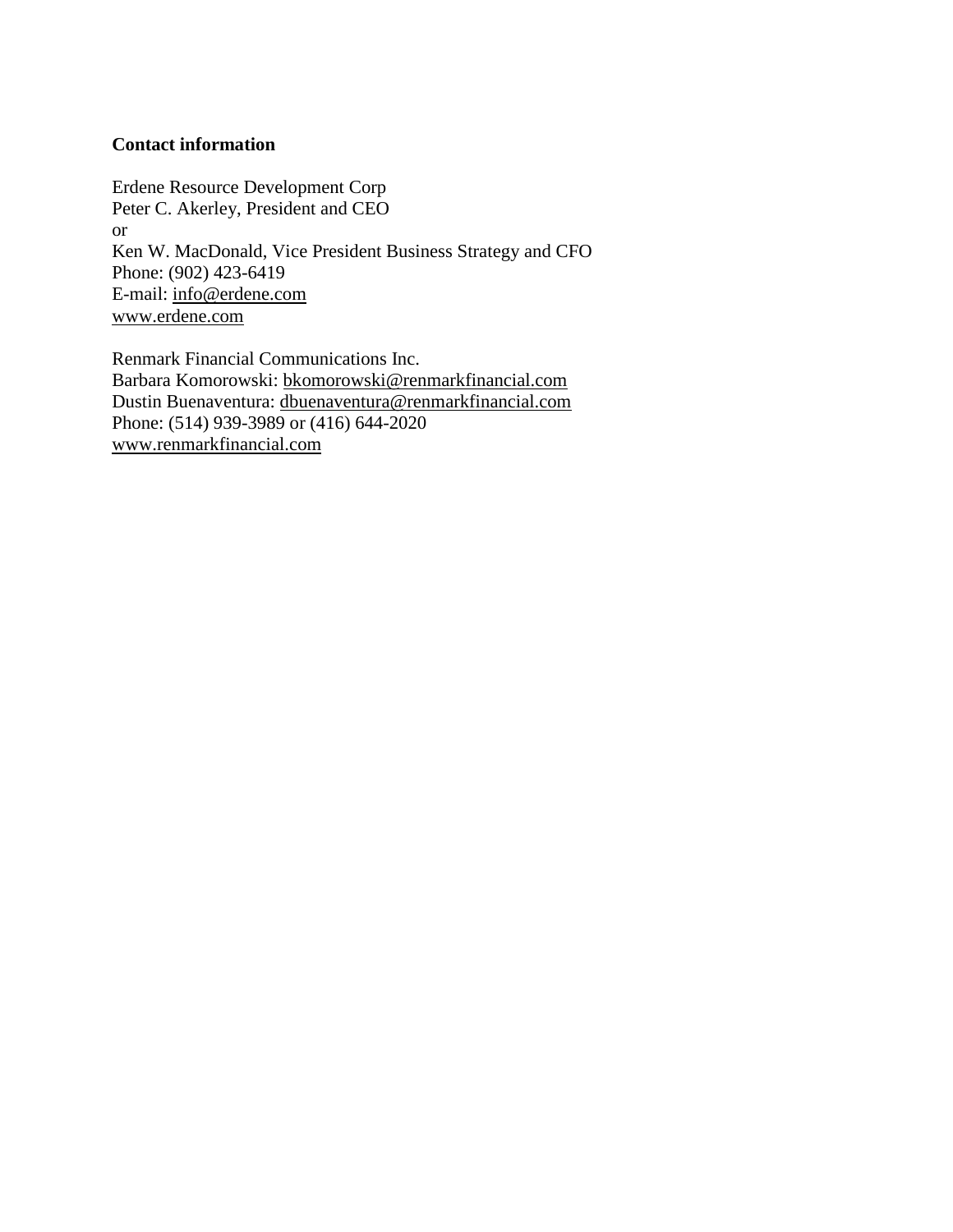**Contact information**

Erdene Resource Development Corp
Peter C. Akerley, President and CEO
or
Ken W. MacDonald, Vice President Business Strategy and CFO
Phone: (902) 423-6419
E-mail: info@erdene.com
www.erdene.com

Renmark Financial Communications Inc.
Barbara Komorowski: bkomorowski@renmarkfinancial.com
Dustin Buenaventura: dbuenaventura@renmarkfinancial.com
Phone: (514) 939-3989 or (416) 644-2020
www.renmarkfinancial.com